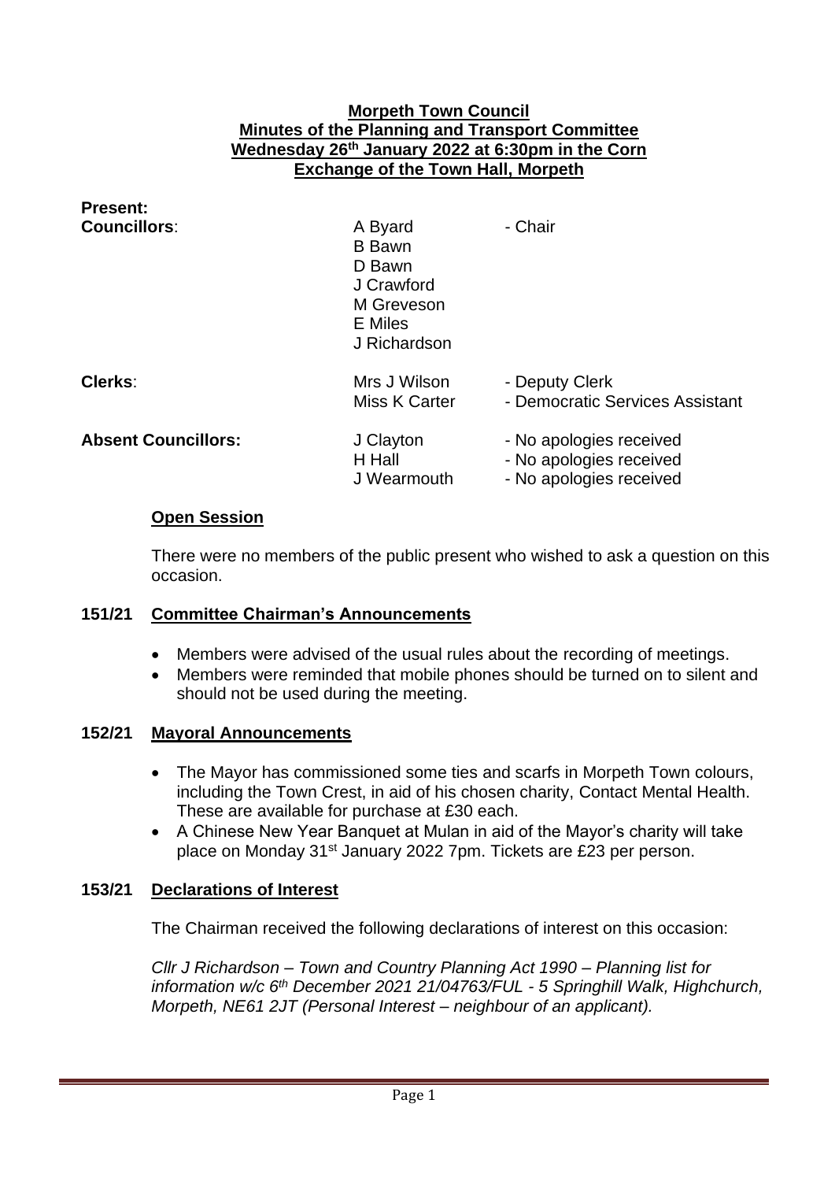# Morpeth Town Council
## Minutes of the Planning and Transport Committee
## Wednesday 26th January 2022 at 6:30pm in the Corn Exchange of the Town Hall, Morpeth

**Present:**

| | | |
|---|---|---|
| **Councillors**: | A Byard | - Chair |
| | B Bawn | |
| | D Bawn | |
| | J Crawford | |
| | M Greveson | |
| | E Miles | |
| | J Richardson | |
| **Clerks**: | Mrs J Wilson | - Deputy Clerk |
| | Miss K Carter | - Democratic Services Assistant |
| **Absent Councillors:** | J Clayton | - No apologies received |
| | H Hall | - No apologies received |
| | J Wearmouth | - No apologies received |

### Open Session

There were no members of the public present who wished to ask a question on this occasion.

### 151/21 Committee Chairman's Announcements

- Members were advised of the usual rules about the recording of meetings.
- Members were reminded that mobile phones should be turned on to silent and should not be used during the meeting.

### 152/21 Mayoral Announcements

- The Mayor has commissioned some ties and scarfs in Morpeth Town colours, including the Town Crest, in aid of his chosen charity, Contact Mental Health. These are available for purchase at £30 each.
- A Chinese New Year Banquet at Mulan in aid of the Mayor's charity will take place on Monday 31st January 2022 7pm. Tickets are £23 per person.

### 153/21 Declarations of Interest

The Chairman received the following declarations of interest on this occasion:

*Cllr J Richardson – Town and Country Planning Act 1990 – Planning list for information w/c 6th December 2021 21/04763/FUL - 5 Springhill Walk, Highchurch, Morpeth, NE61 2JT (Personal Interest – neighbour of an applicant).*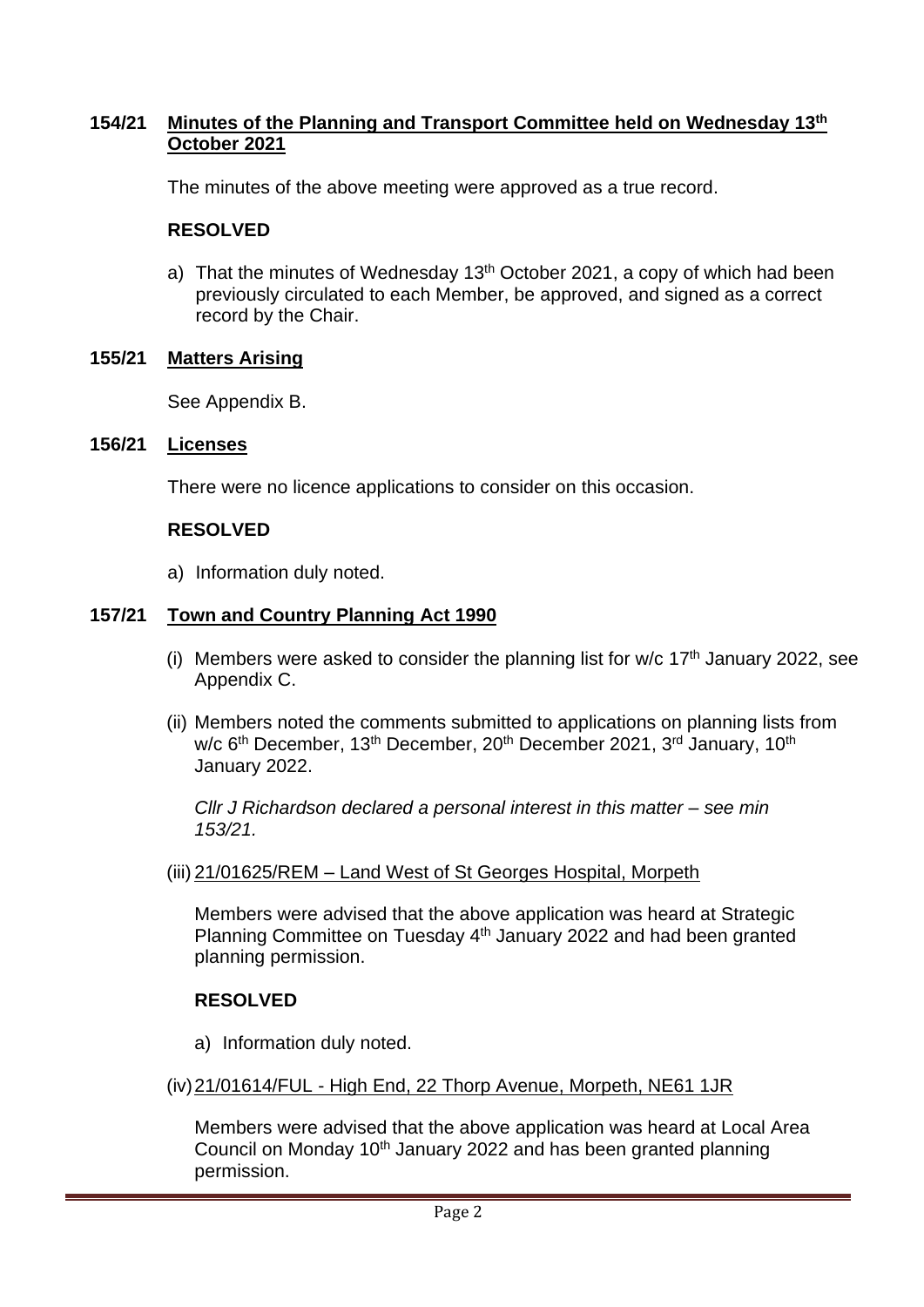## 154/21 Minutes of the Planning and Transport Committee held on Wednesday 13th October 2021

The minutes of the above meeting were approved as a true record.

**RESOLVED**

a) That the minutes of Wednesday 13th October 2021, a copy of which had been previously circulated to each Member, be approved, and signed as a correct record by the Chair.

## 155/21 Matters Arising

See Appendix B.

## 156/21 Licenses

There were no licence applications to consider on this occasion.

**RESOLVED**

a) Information duly noted.

## 157/21 Town and Country Planning Act 1990

(i) Members were asked to consider the planning list for w/c 17th January 2022, see Appendix C.

(ii) Members noted the comments submitted to applications on planning lists from w/c 6th December, 13th December, 20th December 2021, 3rd January, 10th January 2022.

*Cllr J Richardson declared a personal interest in this matter – see min 153/21.*

(iii) 21/01625/REM – Land West of St Georges Hospital, Morpeth

Members were advised that the above application was heard at Strategic Planning Committee on Tuesday 4th January 2022 and had been granted planning permission.

**RESOLVED**

a) Information duly noted.

(iv) 21/01614/FUL - High End, 22 Thorp Avenue, Morpeth, NE61 1JR

Members were advised that the above application was heard at Local Area Council on Monday 10th January 2022 and has been granted planning permission.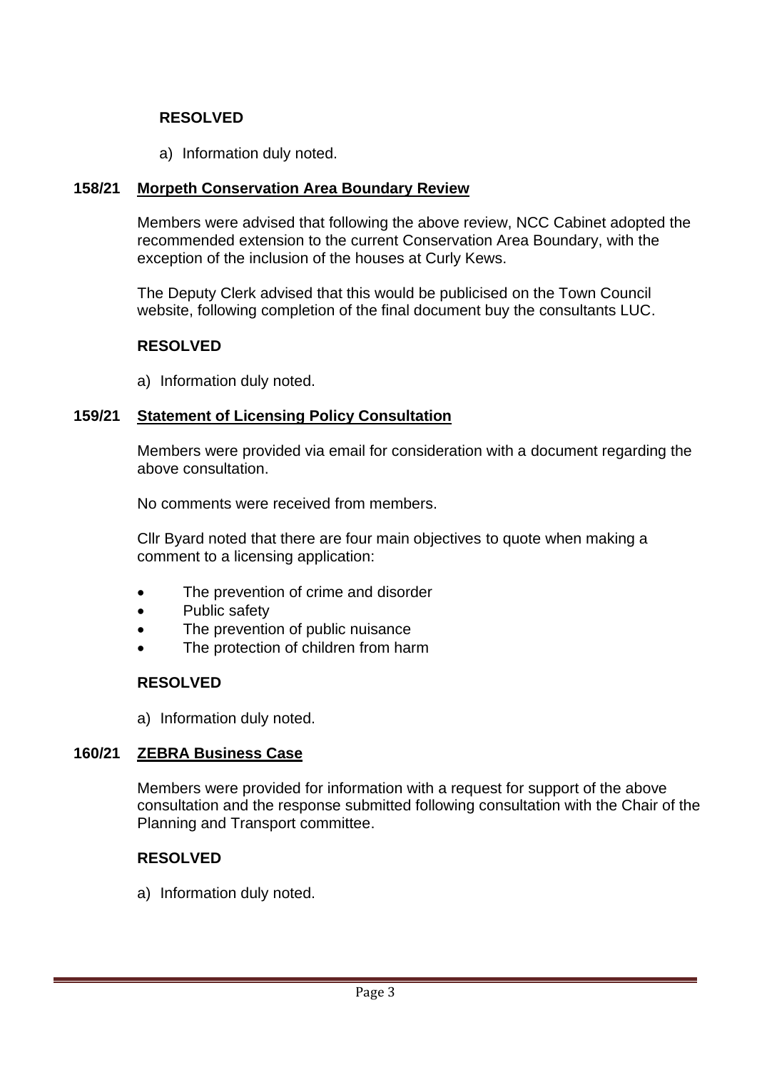**RESOLVED**

a) Information duly noted.

### 158/21 Morpeth Conservation Area Boundary Review

Members were advised that following the above review, NCC Cabinet adopted the recommended extension to the current Conservation Area Boundary, with the exception of the inclusion of the houses at Curly Kews.

The Deputy Clerk advised that this would be publicised on the Town Council website, following completion of the final document buy the consultants LUC.

**RESOLVED**

a) Information duly noted.

### 159/21 Statement of Licensing Policy Consultation

Members were provided via email for consideration with a document regarding the above consultation.

No comments were received from members.

Cllr Byard noted that there are four main objectives to quote when making a comment to a licensing application:

- The prevention of crime and disorder
- Public safety
- The prevention of public nuisance
- The protection of children from harm

**RESOLVED**

a) Information duly noted.

### 160/21 ZEBRA Business Case

Members were provided for information with a request for support of the above consultation and the response submitted following consultation with the Chair of the Planning and Transport committee.

**RESOLVED**

a) Information duly noted.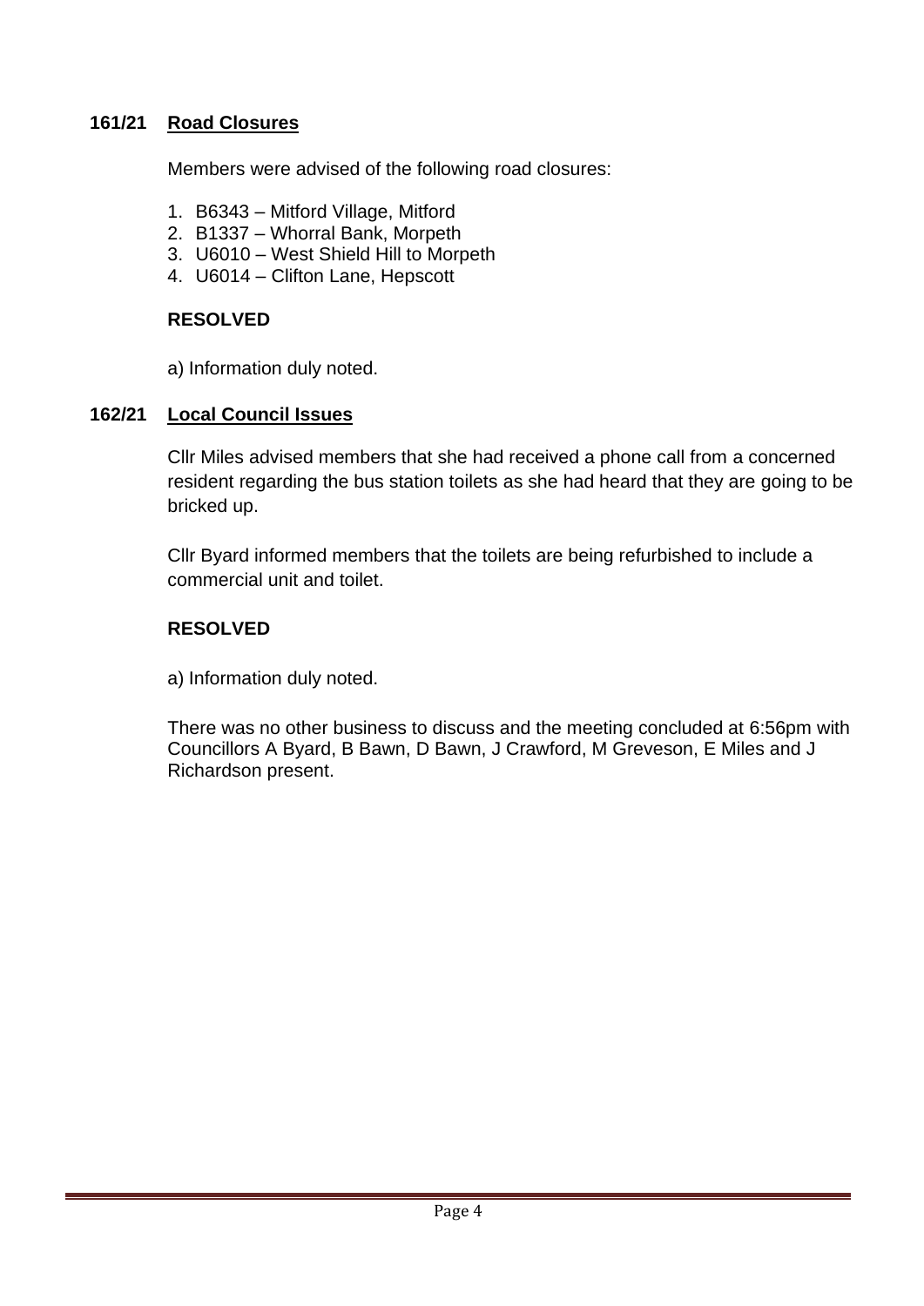## 161/21 Road Closures

Members were advised of the following road closures:

1. B6343 – Mitford Village, Mitford
2. B1337 – Whorral Bank, Morpeth
3. U6010 – West Shield Hill to Morpeth
4. U6014 – Clifton Lane, Hepscott

**RESOLVED**

a) Information duly noted.

## 162/21 Local Council Issues

Cllr Miles advised members that she had received a phone call from a concerned resident regarding the bus station toilets as she had heard that they are going to be bricked up.

Cllr Byard informed members that the toilets are being refurbished to include a commercial unit and toilet.

**RESOLVED**

a) Information duly noted.

There was no other business to discuss and the meeting concluded at 6:56pm with Councillors A Byard, B Bawn, D Bawn, J Crawford, M Greveson, E Miles and J Richardson present.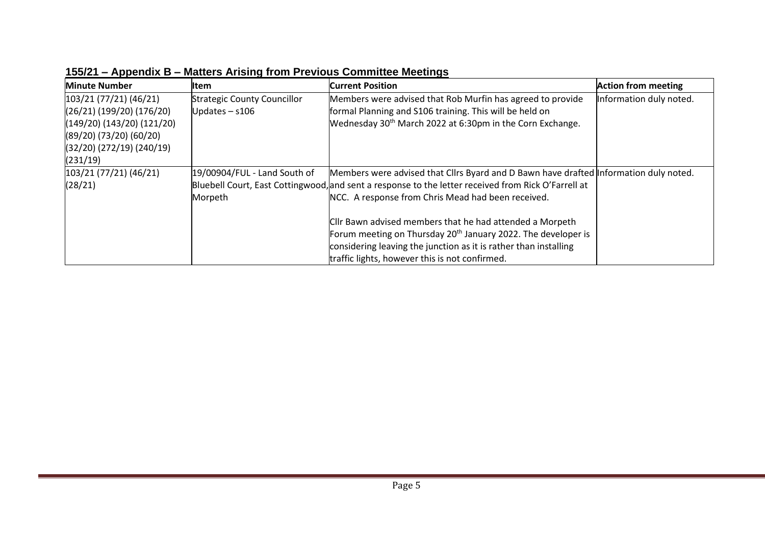## 155/21 – Appendix B – Matters Arising from Previous Committee Meetings

| Minute Number | Item | Current Position | Action from meeting |
|---|---|---|---|
| 103/21 (77/21) (46/21) (26/21) (199/20) (176/20) (149/20) (143/20) (121/20) (89/20) (73/20) (60/20) (32/20) (272/19) (240/19) (231/19) | Strategic County Councillor Updates – s106 | Members were advised that Rob Murfin has agreed to provide formal Planning and S106 training. This will be held on Wednesday 30th March 2022 at 6:30pm in the Corn Exchange. | Information duly noted. |
| 103/21 (77/21) (46/21) (28/21) | 19/00904/FUL - Land South of Bluebell Court, East Cottingwood, Morpeth | Members were advised that Cllrs Byard and D Bawn have drafted and sent a response to the letter received from Rick O'Farrell at NCC. A response from Chris Mead had been received.<br><br>Cllr Bawn advised members that he had attended a Morpeth Forum meeting on Thursday 20th January 2022. The developer is considering leaving the junction as it is rather than installing traffic lights, however this is not confirmed. | Information duly noted. |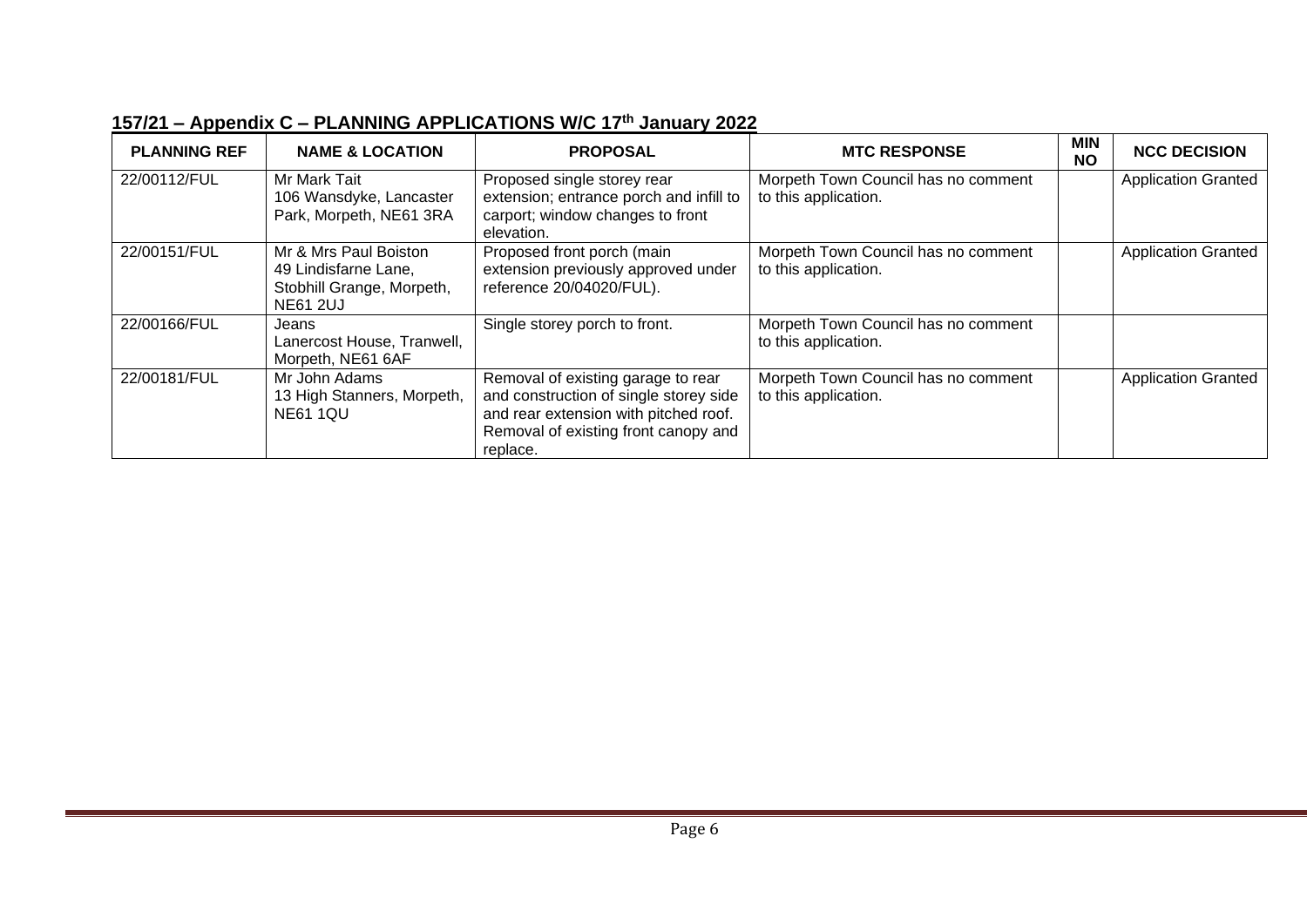## 157/21 – Appendix C – PLANNING APPLICATIONS W/C 17th January 2022

| PLANNING REF | NAME & LOCATION | PROPOSAL | MTC RESPONSE | MIN NO | NCC DECISION |
|---|---|---|---|---|---|
| 22/00112/FUL | Mr Mark Tait 106 Wansdyke, Lancaster Park, Morpeth, NE61 3RA | Proposed single storey rear extension; entrance porch and infill to carport; window changes to front elevation. | Morpeth Town Council has no comment to this application. | | Application Granted |
| 22/00151/FUL | Mr & Mrs Paul Boiston 49 Lindisfarne Lane, Stobhill Grange, Morpeth, NE61 2UJ | Proposed front porch (main extension previously approved under reference 20/04020/FUL). | Morpeth Town Council has no comment to this application. | | Application Granted |
| 22/00166/FUL | Jeans Lanercost House, Tranwell, Morpeth, NE61 6AF | Single storey porch to front. | Morpeth Town Council has no comment to this application. | | |
| 22/00181/FUL | Mr John Adams 13 High Stanners, Morpeth, NE61 1QU | Removal of existing garage to rear and construction of single storey side and rear extension with pitched roof. Removal of existing front canopy and replace. | Morpeth Town Council has no comment to this application. | | Application Granted |